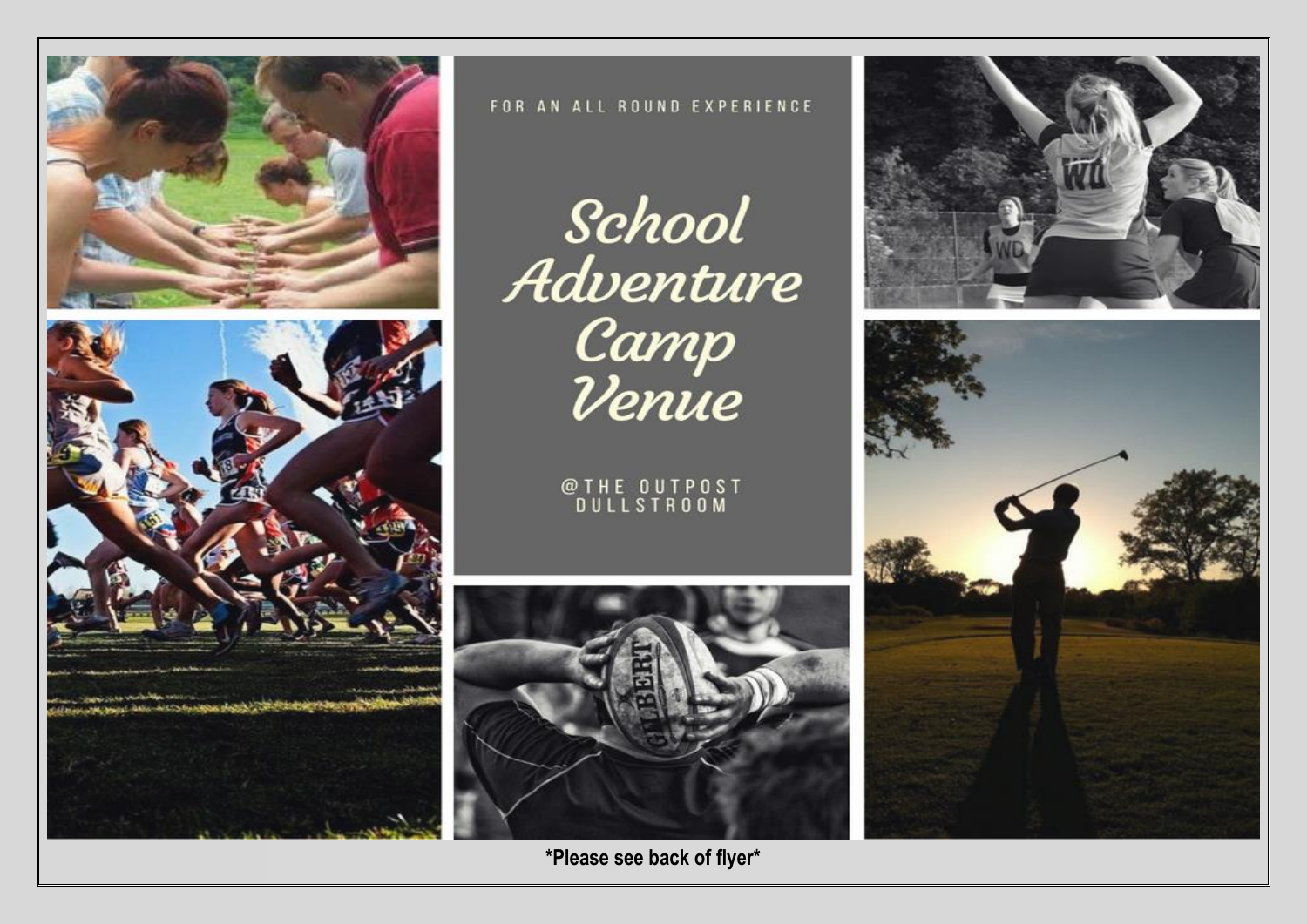FOR AN ALL ROUND EXPERIENCE

# School Adventure Camp Venue

@THE OUTPOST
DULLSTROOM

**\*Please see back of flyer\***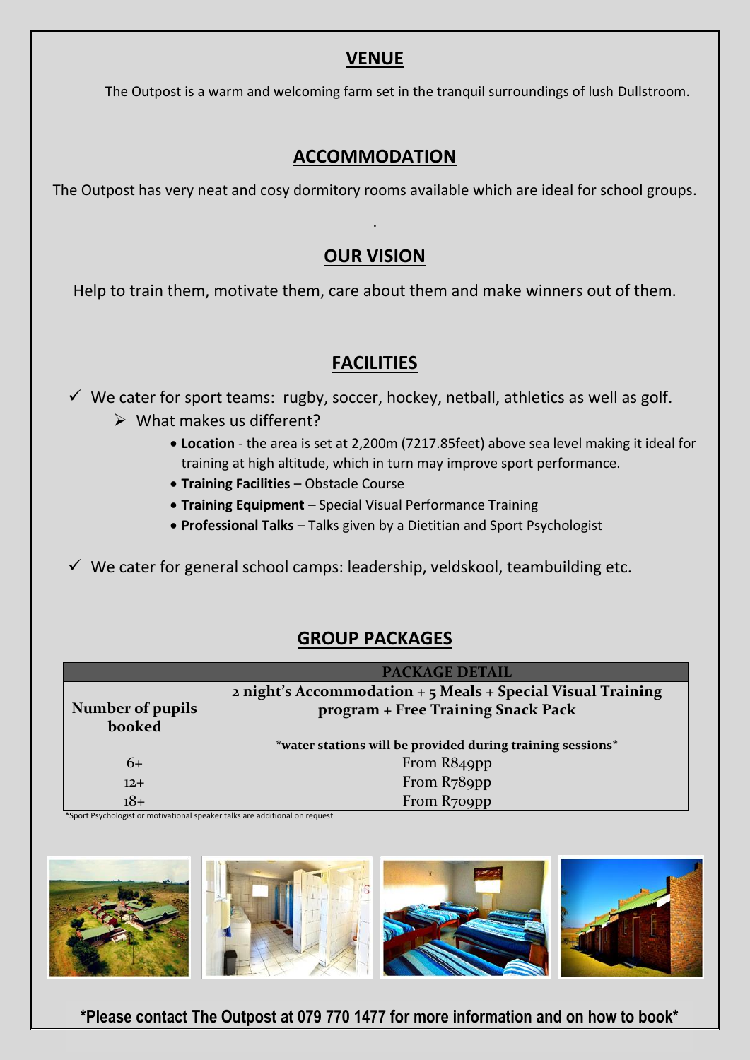## VENUE

The Outpost is a warm and welcoming farm set in the tranquil surroundings of lush Dullstroom.

## ACCOMMODATION

The Outpost has very neat and cosy dormitory rooms available which are ideal for school groups.

.

## OUR VISION

Help to train them, motivate them, care about them and make winners out of them.

## FACILITIES

- ✓ We cater for sport teams: rugby, soccer, hockey, netball, athletics as well as golf.
  - ➢ What makes us different?
    - **Location** - the area is set at 2,200m (7217.85feet) above sea level making it ideal for training at high altitude, which in turn may improve sport performance.
    - **Training Facilities** – Obstacle Course
    - **Training Equipment** – Special Visual Performance Training
    - **Professional Talks** – Talks given by a Dietitian and Sport Psychologist
- ✓ We cater for general school camps: leadership, veldskool, teambuilding etc.

## GROUP PACKAGES

| | PACKAGE DETAIL |
|---|---|
| **Number of pupils booked** | **2 night's Accommodation + 5 Meals + Special Visual Training program + Free Training Snack Pack**<br><br>\*water stations will be provided during training sessions\* |
| 6+ | From R849pp |
| 12+ | From R789pp |
| 18+ | From R709pp |

*Sport Psychologist or motivational speaker talks are additional on request

**\*Please contact The Outpost at 079 770 1477 for more information and on how to book\***